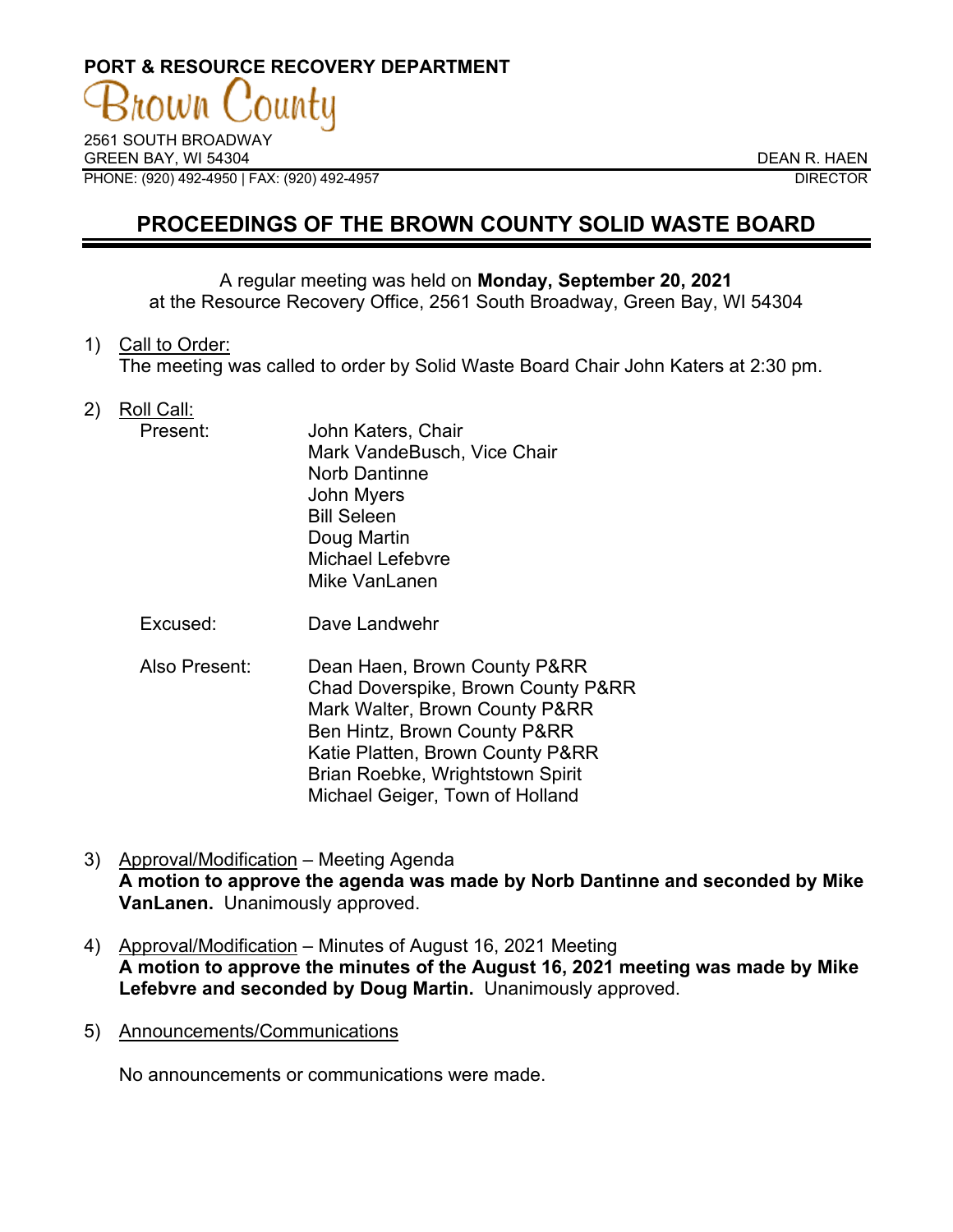**PORT & RESOURCE RECOVERY DEPARTMENT**

Brown County

2561 SOUTH BROADWAY
GREEN BAY, WI 54304
PHONE: (920) 492-4950 | FAX: (920) 492-4957

DEAN R. HAEN
DIRECTOR

# PROCEEDINGS OF THE BROWN COUNTY SOLID WASTE BOARD

A regular meeting was held on **Monday, September 20, 2021** at the Resource Recovery Office, 2561 South Broadway, Green Bay, WI 54304

1) Call to Order:
The meeting was called to order by Solid Waste Board Chair John Katers at 2:30 pm.

2) Roll Call:

Present:
- John Katers, Chair
- Mark VandeBusch, Vice Chair
- Norb Dantinne
- John Myers
- Bill Seleen
- Doug Martin
- Michael Lefebvre
- Mike VanLanen

Excused:
- Dave Landwehr

Also Present:
- Dean Haen, Brown County P&RR
- Chad Doverspike, Brown County P&RR
- Mark Walter, Brown County P&RR
- Ben Hintz, Brown County P&RR
- Katie Platten, Brown County P&RR
- Brian Roebke, Wrightstown Spirit
- Michael Geiger, Town of Holland

3) Approval/Modification – Meeting Agenda
**A motion to approve the agenda was made by Norb Dantinne and seconded by Mike VanLanen.** Unanimously approved.

4) Approval/Modification – Minutes of August 16, 2021 Meeting
**A motion to approve the minutes of the August 16, 2021 meeting was made by Mike Lefebvre and seconded by Doug Martin.** Unanimously approved.

5) Announcements/Communications

No announcements or communications were made.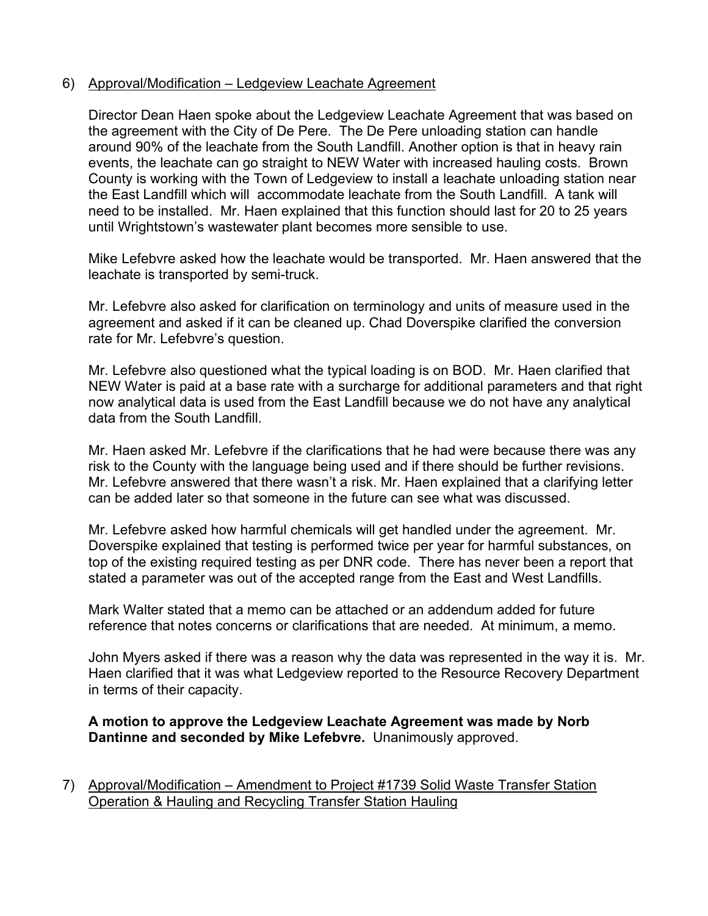6) Approval/Modification – Ledgeview Leachate Agreement

Director Dean Haen spoke about the Ledgeview Leachate Agreement that was based on the agreement with the City of De Pere. The De Pere unloading station can handle around 90% of the leachate from the South Landfill. Another option is that in heavy rain events, the leachate can go straight to NEW Water with increased hauling costs. Brown County is working with the Town of Ledgeview to install a leachate unloading station near the East Landfill which will accommodate leachate from the South Landfill. A tank will need to be installed. Mr. Haen explained that this function should last for 20 to 25 years until Wrightstown's wastewater plant becomes more sensible to use.

Mike Lefebvre asked how the leachate would be transported. Mr. Haen answered that the leachate is transported by semi-truck.

Mr. Lefebvre also asked for clarification on terminology and units of measure used in the agreement and asked if it can be cleaned up. Chad Doverspike clarified the conversion rate for Mr. Lefebvre's question.

Mr. Lefebvre also questioned what the typical loading is on BOD. Mr. Haen clarified that NEW Water is paid at a base rate with a surcharge for additional parameters and that right now analytical data is used from the East Landfill because we do not have any analytical data from the South Landfill.

Mr. Haen asked Mr. Lefebvre if the clarifications that he had were because there was any risk to the County with the language being used and if there should be further revisions. Mr. Lefebvre answered that there wasn't a risk. Mr. Haen explained that a clarifying letter can be added later so that someone in the future can see what was discussed.

Mr. Lefebvre asked how harmful chemicals will get handled under the agreement. Mr. Doverspike explained that testing is performed twice per year for harmful substances, on top of the existing required testing as per DNR code. There has never been a report that stated a parameter was out of the accepted range from the East and West Landfills.

Mark Walter stated that a memo can be attached or an addendum added for future reference that notes concerns or clarifications that are needed. At minimum, a memo.

John Myers asked if there was a reason why the data was represented in the way it is. Mr. Haen clarified that it was what Ledgeview reported to the Resource Recovery Department in terms of their capacity.

**A motion to approve the Ledgeview Leachate Agreement was made by Norb Dantinne and seconded by Mike Lefebvre.** Unanimously approved.

7) Approval/Modification – Amendment to Project #1739 Solid Waste Transfer Station Operation & Hauling and Recycling Transfer Station Hauling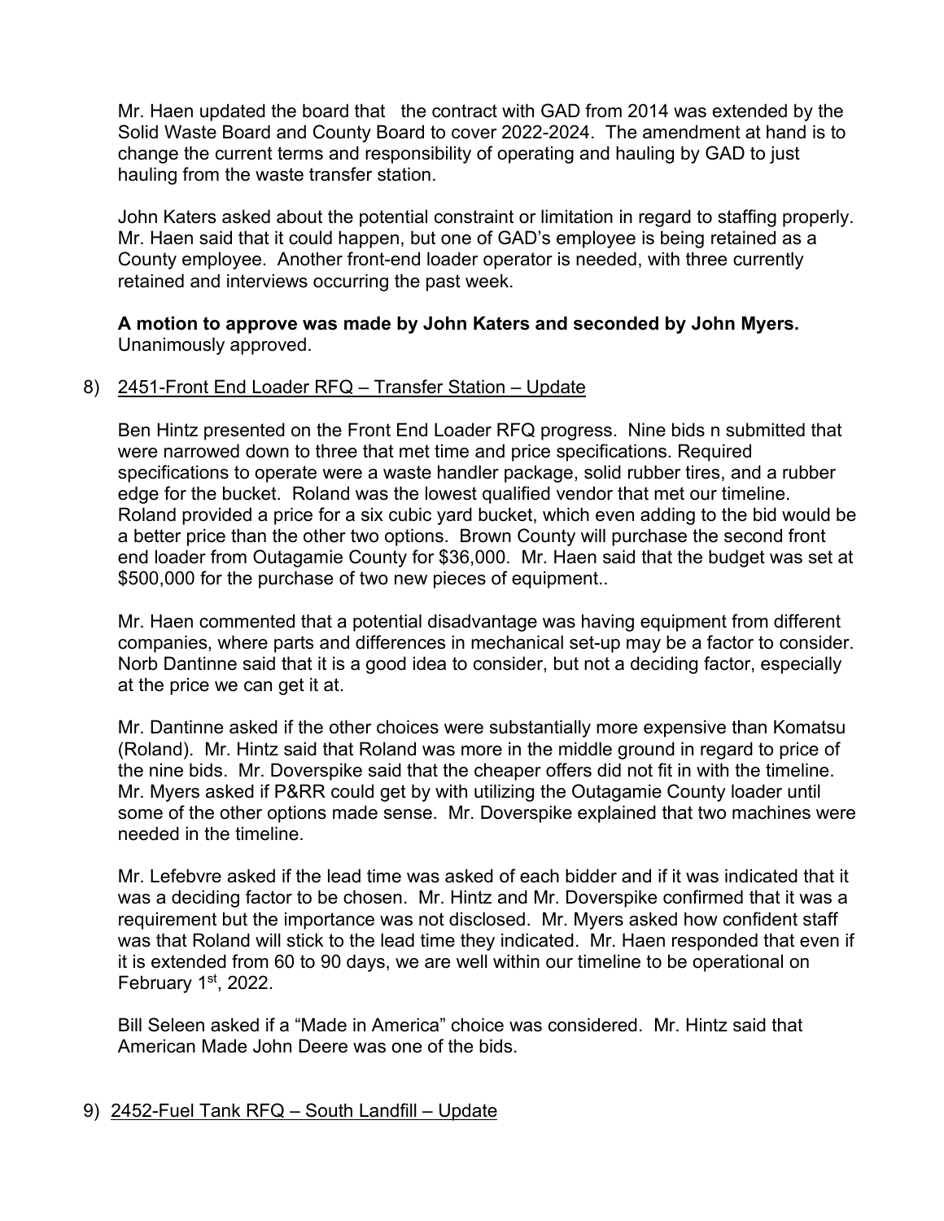Mr. Haen updated the board that the contract with GAD from 2014 was extended by the Solid Waste Board and County Board to cover 2022-2024. The amendment at hand is to change the current terms and responsibility of operating and hauling by GAD to just hauling from the waste transfer station.

John Katers asked about the potential constraint or limitation in regard to staffing properly. Mr. Haen said that it could happen, but one of GAD's employee is being retained as a County employee. Another front-end loader operator is needed, with three currently retained and interviews occurring the past week.

**A motion to approve was made by John Katers and seconded by John Myers.** Unanimously approved.

8) <u>2451-Front End Loader RFQ – Transfer Station – Update</u>

Ben Hintz presented on the Front End Loader RFQ progress. Nine bids n submitted that were narrowed down to three that met time and price specifications. Required specifications to operate were a waste handler package, solid rubber tires, and a rubber edge for the bucket. Roland was the lowest qualified vendor that met our timeline. Roland provided a price for a six cubic yard bucket, which even adding to the bid would be a better price than the other two options. Brown County will purchase the second front end loader from Outagamie County for $36,000. Mr. Haen said that the budget was set at $500,000 for the purchase of two new pieces of equipment..

Mr. Haen commented that a potential disadvantage was having equipment from different companies, where parts and differences in mechanical set-up may be a factor to consider. Norb Dantinne said that it is a good idea to consider, but not a deciding factor, especially at the price we can get it at.

Mr. Dantinne asked if the other choices were substantially more expensive than Komatsu (Roland). Mr. Hintz said that Roland was more in the middle ground in regard to price of the nine bids. Mr. Doverspike said that the cheaper offers did not fit in with the timeline. Mr. Myers asked if P&RR could get by with utilizing the Outagamie County loader until some of the other options made sense. Mr. Doverspike explained that two machines were needed in the timeline.

Mr. Lefebvre asked if the lead time was asked of each bidder and if it was indicated that it was a deciding factor to be chosen. Mr. Hintz and Mr. Doverspike confirmed that it was a requirement but the importance was not disclosed. Mr. Myers asked how confident staff was that Roland will stick to the lead time they indicated. Mr. Haen responded that even if it is extended from 60 to 90 days, we are well within our timeline to be operational on February 1st, 2022.

Bill Seleen asked if a "Made in America" choice was considered. Mr. Hintz said that American Made John Deere was one of the bids.

9) <u>2452-Fuel Tank RFQ – South Landfill – Update</u>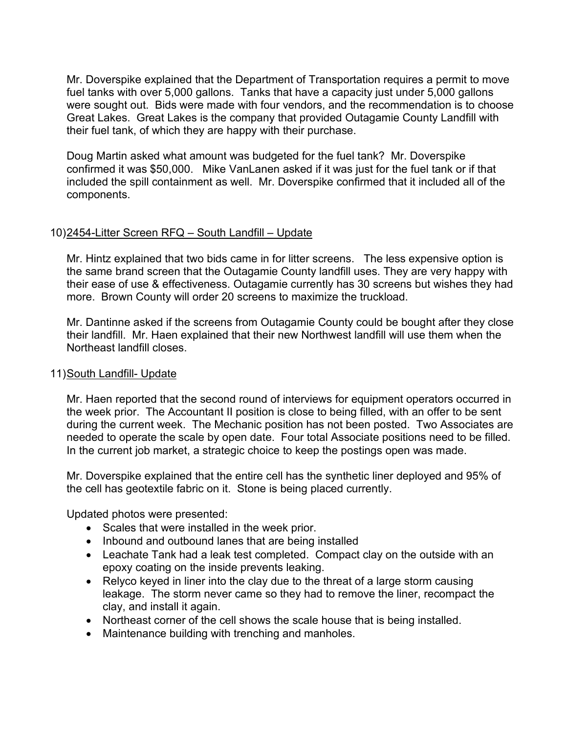Mr. Doverspike explained that the Department of Transportation requires a permit to move fuel tanks with over 5,000 gallons. Tanks that have a capacity just under 5,000 gallons were sought out. Bids were made with four vendors, and the recommendation is to choose Great Lakes. Great Lakes is the company that provided Outagamie County Landfill with their fuel tank, of which they are happy with their purchase.

Doug Martin asked what amount was budgeted for the fuel tank? Mr. Doverspike confirmed it was $50,000. Mike VanLanen asked if it was just for the fuel tank or if that included the spill containment as well. Mr. Doverspike confirmed that it included all of the components.

10) <u>2454-Litter Screen RFQ – South Landfill – Update</u>

Mr. Hintz explained that two bids came in for litter screens. The less expensive option is the same brand screen that the Outagamie County landfill uses. They are very happy with their ease of use & effectiveness. Outagamie currently has 30 screens but wishes they had more. Brown County will order 20 screens to maximize the truckload.

Mr. Dantinne asked if the screens from Outagamie County could be bought after they close their landfill. Mr. Haen explained that their new Northwest landfill will use them when the Northeast landfill closes.

11) <u>South Landfill- Update</u>

Mr. Haen reported that the second round of interviews for equipment operators occurred in the week prior. The Accountant II position is close to being filled, with an offer to be sent during the current week. The Mechanic position has not been posted. Two Associates are needed to operate the scale by open date. Four total Associate positions need to be filled. In the current job market, a strategic choice to keep the postings open was made.

Mr. Doverspike explained that the entire cell has the synthetic liner deployed and 95% of the cell has geotextile fabric on it. Stone is being placed currently.

Updated photos were presented:

- Scales that were installed in the week prior.
- Inbound and outbound lanes that are being installed
- Leachate Tank had a leak test completed. Compact clay on the outside with an epoxy coating on the inside prevents leaking.
- Relyco keyed in liner into the clay due to the threat of a large storm causing leakage. The storm never came so they had to remove the liner, recompact the clay, and install it again.
- Northeast corner of the cell shows the scale house that is being installed.
- Maintenance building with trenching and manholes.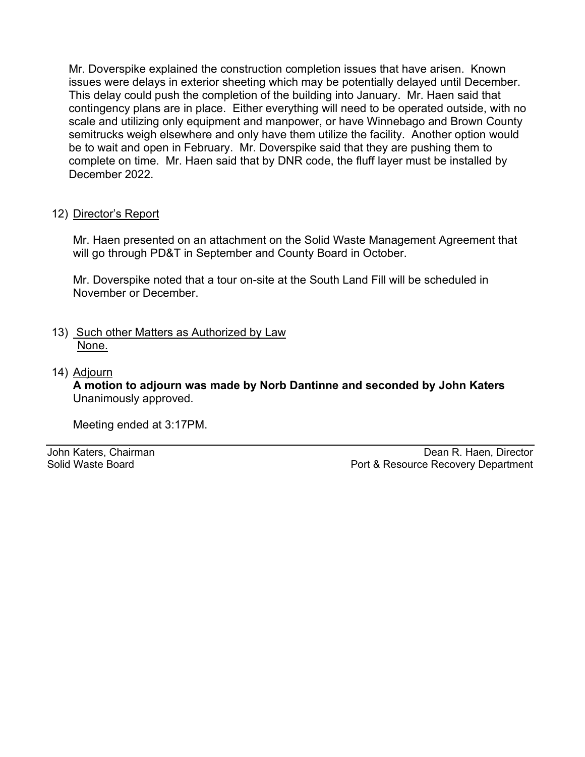Mr. Doverspike explained the construction completion issues that have arisen. Known issues were delays in exterior sheeting which may be potentially delayed until December. This delay could push the completion of the building into January. Mr. Haen said that contingency plans are in place. Either everything will need to be operated outside, with no scale and utilizing only equipment and manpower, or have Winnebago and Brown County semitrucks weigh elsewhere and only have them utilize the facility. Another option would be to wait and open in February. Mr. Doverspike said that they are pushing them to complete on time. Mr. Haen said that by DNR code, the fluff layer must be installed by December 2022.

12) Director's Report

Mr. Haen presented on an attachment on the Solid Waste Management Agreement that will go through PD&T in September and County Board in October.

Mr. Doverspike noted that a tour on-site at the South Land Fill will be scheduled in November or December.

13) Such other Matters as Authorized by Law
None.

14) Adjourn
**A motion to adjourn was made by Norb Dantinne and seconded by John Katers**
Unanimously approved.

Meeting ended at 3:17PM.

John Katers, Chairman
Solid Waste Board

Dean R. Haen, Director
Port & Resource Recovery Department